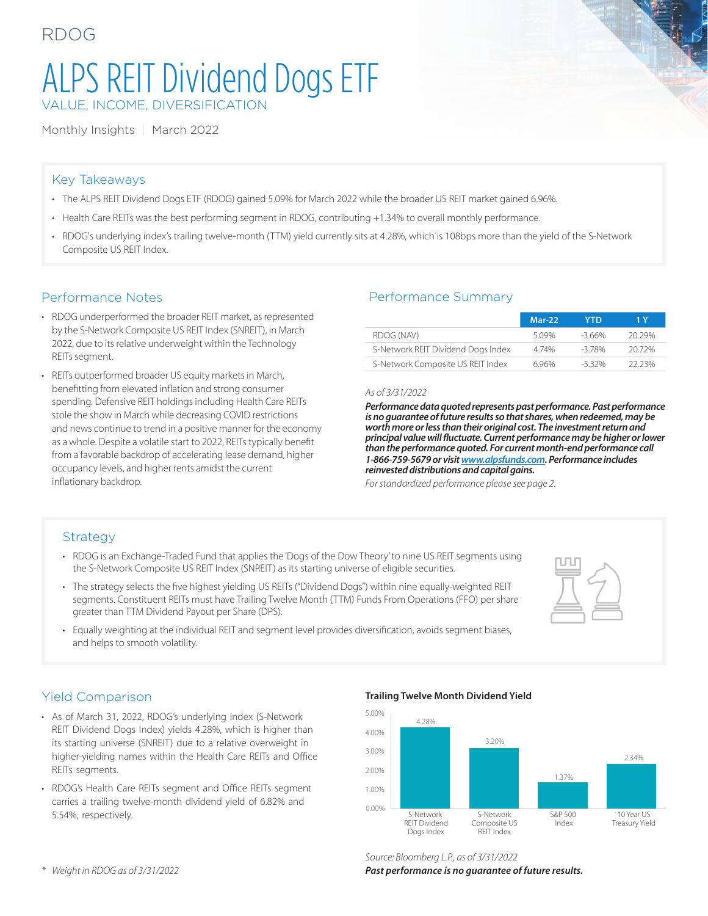RDOG

# ALPS REIT Dividend Dogs ETF

VALUE, INCOME, DIVERSIFICATION

Monthly Insights | March 2022

## Key Takeaways

- The ALPS REIT Dividend Dogs ETF (RDOG) gained 5.09% for March 2022 while the broader US REIT market gained 6.96%.
- Health Care REITs was the best performing segment in RDOG, contributing +1.34% to overall monthly performance.
- RDOG's underlying index's trailing twelve-month (TTM) yield currently sits at 4.28%, which is 108bps more than the yield of the S-Network Composite US REIT Index.

## Performance Notes

- RDOG underperformed the broader REIT market, as represented by the S-Network Composite US REIT Index (SNREIT), in March 2022, due to its relative underweight within the Technology REITs segment.
- REITs outperformed broader US equity markets in March, benefitting from elevated inflation and strong consumer spending. Defensive REIT holdings including Health Care REITs stole the show in March while decreasing COVID restrictions and news continue to trend in a positive manner for the economy as a whole. Despite a volatile start to 2022, REITs typically benefit from a favorable backdrop of accelerating lease demand, higher occupancy levels, and higher rents amidst the current inflationary backdrop.

## Performance Summary

| | Mar-22 | YTD | 1 Y |
|---|---|---|---|
| RDOG (NAV) | 5.09% | -3.66% | 20.29% |
| S-Network REIT Dividend Dogs Index | 4.74% | -3.78% | 20.72% |
| S-Network Composite US REIT Index | 6.96% | -5.32% | 22.23% |

*As of 3/31/2022*

***Performance data quoted represents past performance. Past performance is no guarantee of future results so that shares, when redeemed, may be worth more or less than their original cost. The investment return and principal value will fluctuate. Current performance may be higher or lower than the performance quoted. For current month-end performance call 1-866-759-5679 or visit www.alpsfunds.com. Performance includes reinvested distributions and capital gains.***

*For standardized performance please see page 2.*

## Strategy

- RDOG is an Exchange-Traded Fund that applies the 'Dogs of the Dow Theory' to nine US REIT segments using the S-Network Composite US REIT Index (SNREIT) as its starting universe of eligible securities.
- The strategy selects the five highest yielding US REITs ("Dividend Dogs") within nine equally-weighted REIT segments. Constituent REITs must have Trailing Twelve Month (TTM) Funds From Operations (FFO) per share greater than TTM Dividend Payout per Share (DPS).
- Equally weighting at the individual REIT and segment level provides diversification, avoids segment biases, and helps to smooth volatility.

## Yield Comparison

- As of March 31, 2022, RDOG's underlying index (S-Network REIT Dividend Dogs Index) yields 4.28%, which is higher than its starting universe (SNREIT) due to a relative overweight in higher-yielding names within the Health Care REITs and Office REITs segments.
- RDOG's Health Care REITs segment and Office REITs segment carries a trailing twelve-month dividend yield of 6.82% and 5.54%, respectively.

**Trailing Twelve Month Dividend Yield**

5.00%
4.00%
3.00%
2.00%
1.00%
0.00%

4.28%
3.20%
1.37%
2.34%

S-Network REIT Dividend Dogs Index
S-Network Composite US REIT Index
S&P 500 Index
10 Year US Treasury Yield

*Source: Bloomberg L.P., as of 3/31/2022*

***Past performance is no guarantee of future results.***

\* *Weight in RDOG as of 3/31/2022*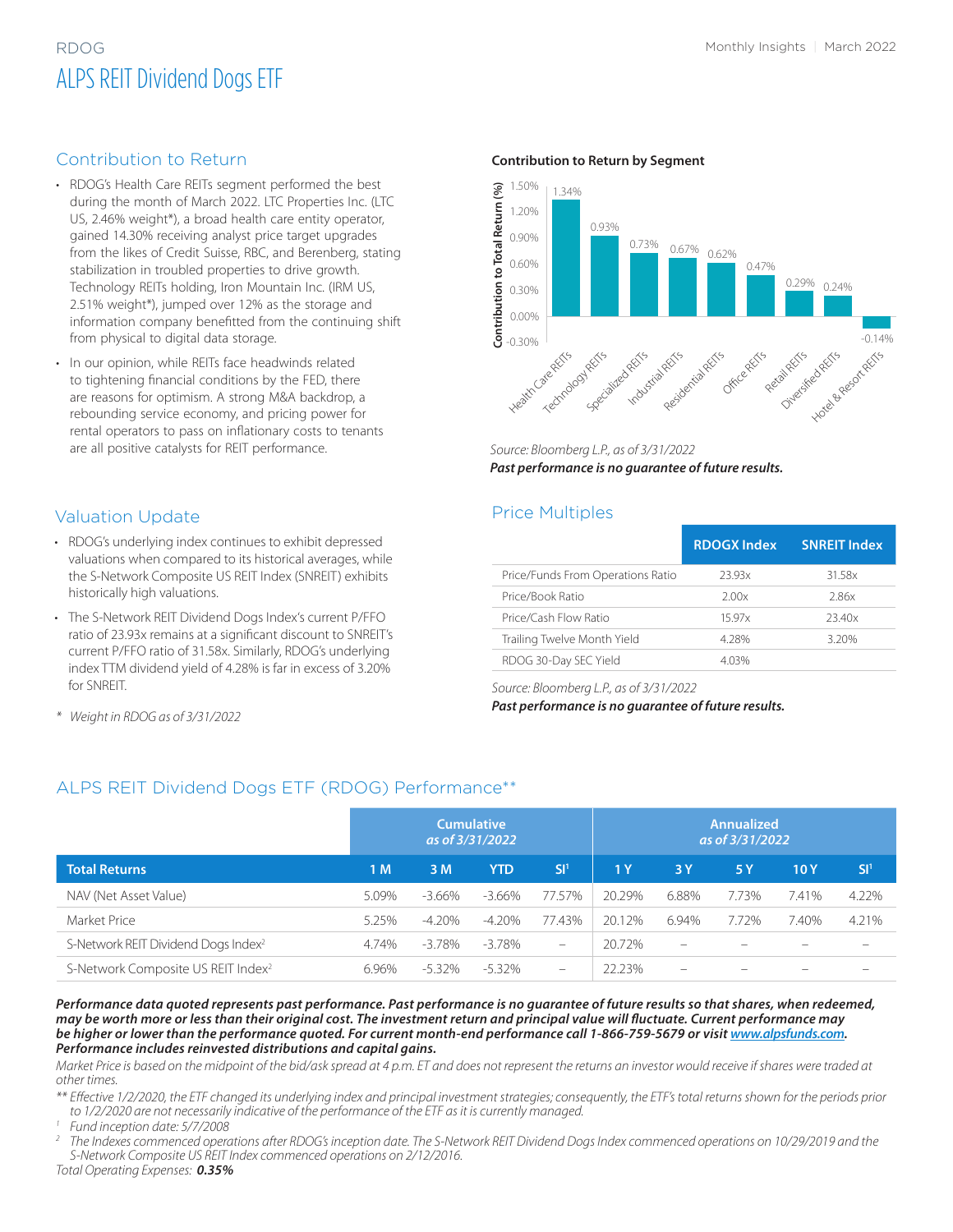RDOG
# ALPS REIT Dividend Dogs ETF

Monthly Insights | March 2022

## Contribution to Return

- RDOG's Health Care REITs segment performed the best during the month of March 2022. LTC Properties Inc. (LTC US, 2.46% weight*), a broad health care entity operator, gained 14.30% receiving analyst price target upgrades from the likes of Credit Suisse, RBC, and Berenberg, stating stabilization in troubled properties to drive growth. Technology REITs holding, Iron Mountain Inc. (IRM US, 2.51% weight*), jumped over 12% as the storage and information company benefitted from the continuing shift from physical to digital data storage.
- In our opinion, while REITs face headwinds related to tightening financial conditions by the FED, there are reasons for optimism. A strong M&A backdrop, a rebounding service economy, and pricing power for rental operators to pass on inflationary costs to tenants are all positive catalysts for REIT performance.

**Contribution to Return by Segment**

Contribution to Total Return (%)

1.50%
1.20%
0.90%
0.60%
0.30%
0.00%
-0.30%

1.34%
0.93%
0.73%
0.67%
0.62%
0.47%
0.29%
0.24%
-0.14%

Health Care REITs
Technology REITs
Specialized REITs
Industrial REITs
Residential REITs
Office REITs
Retail REITs
Diversified REITs
Hotel & Resort REITs

*Source: Bloomberg L.P., as of 3/31/2022*
***Past performance is no guarantee of future results.***

## Valuation Update

- RDOG's underlying index continues to exhibit depressed valuations when compared to its historical averages, while the S-Network Composite US REIT Index (SNREIT) exhibits historically high valuations.
- The S-Network REIT Dividend Dogs Index's current P/FFO ratio of 23.93x remains at a significant discount to SNREIT's current P/FFO ratio of 31.58x. Similarly, RDOG's underlying index TTM dividend yield of 4.28% is far in excess of 3.20% for SNREIT.

\* *Weight in RDOG as of 3/31/2022*

## Price Multiples

| | RDOGX Index | SNREIT Index |
|---|---|---|
| Price/Funds From Operations Ratio | 23.93x | 31.58x |
| Price/Book Ratio | 2.00x | 2.86x |
| Price/Cash Flow Ratio | 15.97x | 23.40x |
| Trailing Twelve Month Yield | 4.28% | 3.20% |
| RDOG 30-Day SEC Yield | 4.03% | |

*Source: Bloomberg L.P., as of 3/31/2022*
***Past performance is no guarantee of future results.***

## ALPS REIT Dividend Dogs ETF (RDOG) Performance**

| | Cumulative as of 3/31/2022 | | | | Annualized as of 3/31/2022 | | | | |
|---|---|---|---|---|---|---|---|---|---|
| **Total Returns** | **1 M** | **3 M** | **YTD** | **SI[1]** | **1 Y** | **3 Y** | **5 Y** | **10 Y** | **SI[1]** |
| NAV (Net Asset Value) | 5.09% | -3.66% | -3.66% | 77.57% | 20.29% | 6.88% | 7.73% | 7.41% | 4.22% |
| Market Price | 5.25% | -4.20% | -4.20% | 77.43% | 20.12% | 6.94% | 7.72% | 7.40% | 4.21% |
| S-Network REIT Dividend Dogs Index[2] | 4.74% | -3.78% | -3.78% | – | 20.72% | – | – | – | – |
| S-Network Composite US REIT Index[2] | 6.96% | -5.32% | -5.32% | – | 22.23% | – | – | – | – |

***Performance data quoted represents past performance. Past performance is no guarantee of future results so that shares, when redeemed, may be worth more or less than their original cost. The investment return and principal value will fluctuate. Current performance may be higher or lower than the performance quoted. For current month-end performance call 1-866-759-5679 or visit www.alpsfunds.com. Performance includes reinvested distributions and capital gains.***

*Market Price is based on the midpoint of the bid/ask spread at 4 p.m. ET and does not represent the returns an investor would receive if shares were traded at other times.*

*\*\* Effective 1/2/2020, the ETF changed its underlying index and principal investment strategies; consequently, the ETF's total returns shown for the periods prior to 1/2/2020 are not necessarily indicative of the performance of the ETF as it is currently managed.*

*[1] Fund inception date: 5/7/2008*

*[2] The Indexes commenced operations after RDOG's inception date. The S-Network REIT Dividend Dogs Index commenced operations on 10/29/2019 and the S-Network Composite US REIT Index commenced operations on 2/12/2016.*

*Total Operating Expenses:* ***0.35%***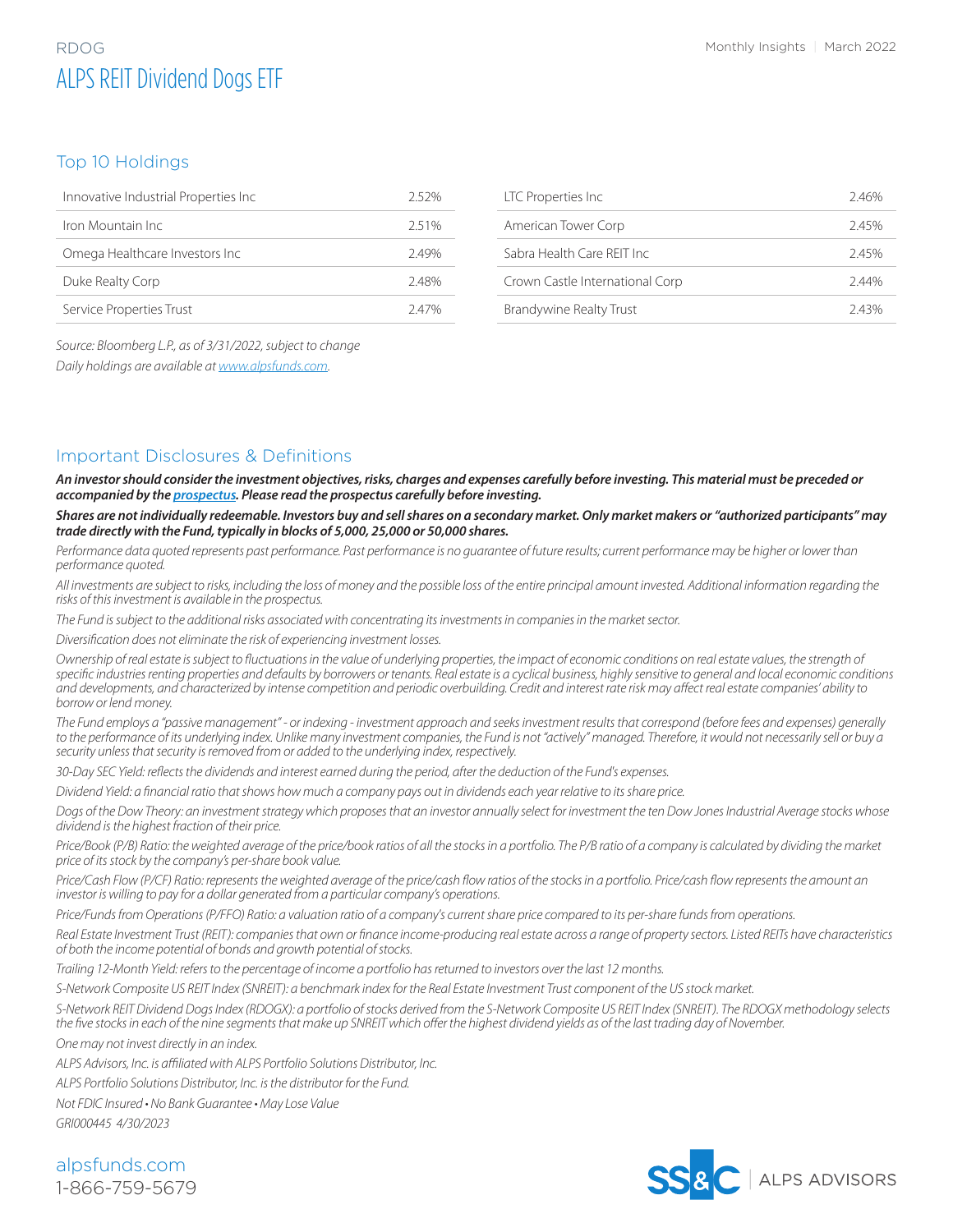# ALPS REIT Dividend Dogs ETF

RDOG

## Top 10 Holdings

| | | | |
|---|---|---|---|
| Innovative Industrial Properties Inc | 2.52% | LTC Properties Inc | 2.46% |
| Iron Mountain Inc | 2.51% | American Tower Corp | 2.45% |
| Omega Healthcare Investors Inc | 2.49% | Sabra Health Care REIT Inc | 2.45% |
| Duke Realty Corp | 2.48% | Crown Castle International Corp | 2.44% |
| Service Properties Trust | 2.47% | Brandywine Realty Trust | 2.43% |

*Source: Bloomberg L.P., as of 3/31/2022, subject to change*

*Daily holdings are available at www.alpsfunds.com.*

## Important Disclosures & Definitions

***An investor should consider the investment objectives, risks, charges and expenses carefully before investing. This material must be preceded or accompanied by the prospectus. Please read the prospectus carefully before investing.***

***Shares are not individually redeemable. Investors buy and sell shares on a secondary market. Only market makers or "authorized participants" may trade directly with the Fund, typically in blocks of 5,000, 25,000 or 50,000 shares.***

*Performance data quoted represents past performance. Past performance is no guarantee of future results; current performance may be higher or lower than performance quoted.*

*All investments are subject to risks, including the loss of money and the possible loss of the entire principal amount invested. Additional information regarding the risks of this investment is available in the prospectus.*

*The Fund is subject to the additional risks associated with concentrating its investments in companies in the market sector.*

*Diversification does not eliminate the risk of experiencing investment losses.*

*Ownership of real estate is subject to fluctuations in the value of underlying properties, the impact of economic conditions on real estate values, the strength of specific industries renting properties and defaults by borrowers or tenants. Real estate is a cyclical business, highly sensitive to general and local economic conditions and developments, and characterized by intense competition and periodic overbuilding. Credit and interest rate risk may affect real estate companies' ability to borrow or lend money.*

*The Fund employs a "passive management" - or indexing - investment approach and seeks investment results that correspond (before fees and expenses) generally to the performance of its underlying index. Unlike many investment companies, the Fund is not "actively" managed. Therefore, it would not necessarily sell or buy a security unless that security is removed from or added to the underlying index, respectively.*

*30-Day SEC Yield: reflects the dividends and interest earned during the period, after the deduction of the Fund's expenses.*

*Dividend Yield: a financial ratio that shows how much a company pays out in dividends each year relative to its share price.*

*Dogs of the Dow Theory: an investment strategy which proposes that an investor annually select for investment the ten Dow Jones Industrial Average stocks whose dividend is the highest fraction of their price.*

*Price/Book (P/B) Ratio: the weighted average of the price/book ratios of all the stocks in a portfolio. The P/B ratio of a company is calculated by dividing the market price of its stock by the company's per-share book value.*

*Price/Cash Flow (P/CF) Ratio: represents the weighted average of the price/cash flow ratios of the stocks in a portfolio. Price/cash flow represents the amount an investor is willing to pay for a dollar generated from a particular company's operations.*

*Price/Funds from Operations (P/FFO) Ratio: a valuation ratio of a company's current share price compared to its per-share funds from operations.*

*Real Estate Investment Trust (REIT): companies that own or finance income-producing real estate across a range of property sectors. Listed REITs have characteristics of both the income potential of bonds and growth potential of stocks.*

*Trailing 12-Month Yield: refers to the percentage of income a portfolio has returned to investors over the last 12 months.*

*S-Network Composite US REIT Index (SNREIT): a benchmark index for the Real Estate Investment Trust component of the US stock market.*

*S-Network REIT Dividend Dogs Index (RDOGX): a portfolio of stocks derived from the S-Network Composite US REIT Index (SNREIT). The RDOGX methodology selects the five stocks in each of the nine segments that make up SNREIT which offer the highest dividend yields as of the last trading day of November.*

*One may not invest directly in an index.*

*ALPS Advisors, Inc. is affiliated with ALPS Portfolio Solutions Distributor, Inc.*

*ALPS Portfolio Solutions Distributor, Inc. is the distributor for the Fund.*

*Not FDIC Insured • No Bank Guarantee • May Lose Value*

*GRI000445 4/30/2023*

alpsfunds.com
1-866-759-5679

SS&C | ALPS ADVISORS